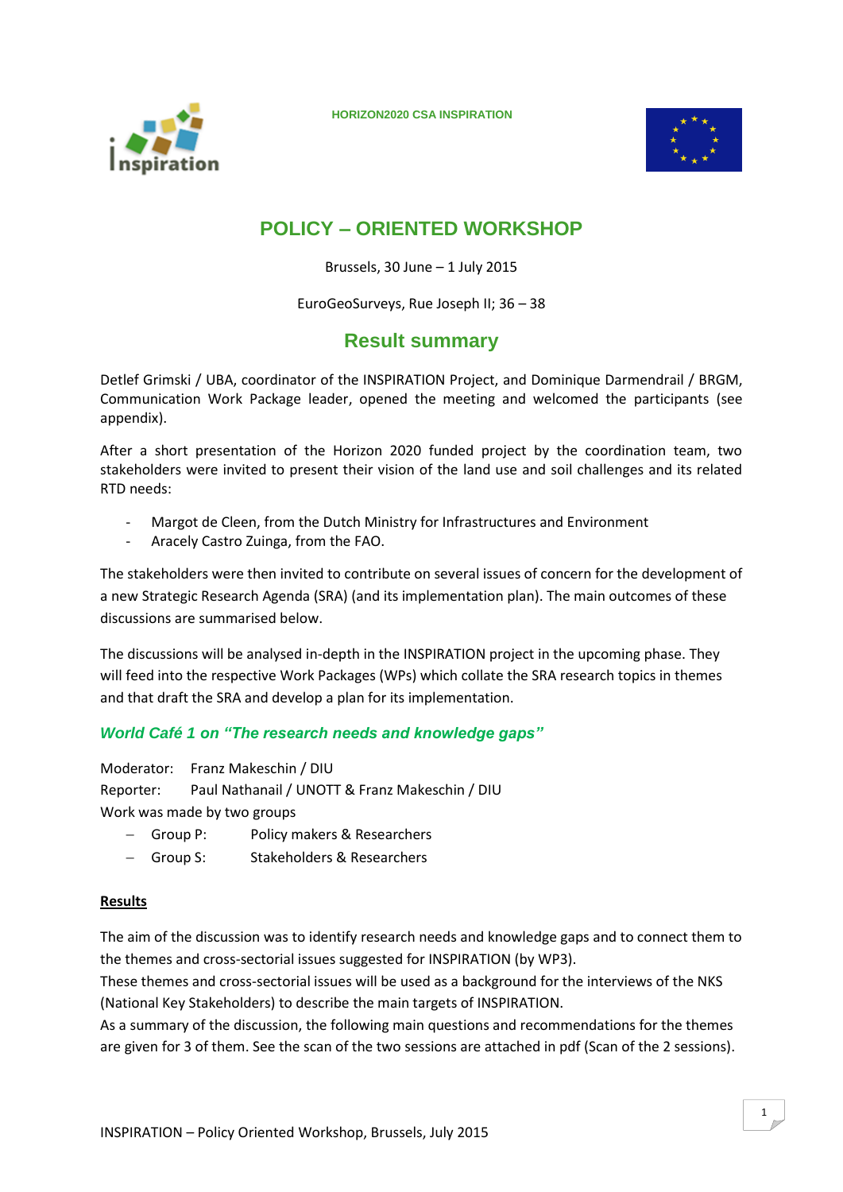HORIZON2020 CSA INSPIRATION

# POLICY – ORIENTED WORKSHOP

Brussels, 30 June – 1 July 2015

EuroGeoSurveys, Rue Joseph II; 36 – 38

## Result summary

Detlef Grimski / UBA, coordinator of the INSPIRATION Project, and Dominique Darmendrail / BRGM, Communication Work Package leader, opened the meeting and welcomed the participants (see appendix).

After a short presentation of the Horizon 2020 funded project by the coordination team, two stakeholders were invited to present their vision of the land use and soil challenges and its related RTD needs:

- Margot de Cleen, from the Dutch Ministry for Infrastructures and Environment
- Aracely Castro Zuinga, from the FAO.

The stakeholders were then invited to contribute on several issues of concern for the development of a new Strategic Research Agenda (SRA) (and its implementation plan). The main outcomes of these discussions are summarised below.

The discussions will be analysed in-depth in the INSPIRATION project in the upcoming phase. They will feed into the respective Work Packages (WPs) which collate the SRA research topics in themes and that draft the SRA and develop a plan for its implementation.

### *World Café 1 on "The research needs and knowledge gaps"*

Moderator: Franz Makeschin / DIU
Reporter: Paul Nathanail / UNOTT & Franz Makeschin / DIU
Work was made by two groups

- Group P: Policy makers & Researchers
- Group S: Stakeholders & Researchers

**Results**

The aim of the discussion was to identify research needs and knowledge gaps and to connect them to the themes and cross-sectorial issues suggested for INSPIRATION (by WP3).
These themes and cross-sectorial issues will be used as a background for the interviews of the NKS (National Key Stakeholders) to describe the main targets of INSPIRATION.
As a summary of the discussion, the following main questions and recommendations for the themes are given for 3 of them. See the scan of the two sessions are attached in pdf (Scan of the 2 sessions).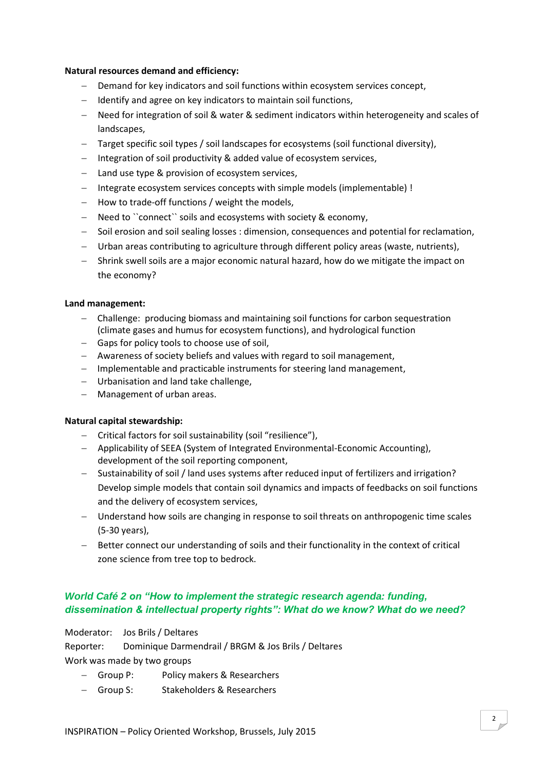**Natural resources demand and efficiency:**

- Demand for key indicators and soil functions within ecosystem services concept,
- Identify and agree on key indicators to maintain soil functions,
- Need for integration of soil & water & sediment indicators within heterogeneity and scales of landscapes,
- Target specific soil types / soil landscapes for ecosystems (soil functional diversity),
- Integration of soil productivity & added value of ecosystem services,
- Land use type & provision of ecosystem services,
- Integrate ecosystem services concepts with simple models (implementable) !
- How to trade-off functions / weight the models,
- Need to ``connect`` soils and ecosystems with society & economy,
- Soil erosion and soil sealing losses : dimension, consequences and potential for reclamation,
- Urban areas contributing to agriculture through different policy areas (waste, nutrients),
- Shrink swell soils are a major economic natural hazard, how do we mitigate the impact on the economy?

**Land management:**

- Challenge: producing biomass and maintaining soil functions for carbon sequestration (climate gases and humus for ecosystem functions), and hydrological function
- Gaps for policy tools to choose use of soil,
- Awareness of society beliefs and values with regard to soil management,
- Implementable and practicable instruments for steering land management,
- Urbanisation and land take challenge,
- Management of urban areas.

**Natural capital stewardship:**

- Critical factors for soil sustainability (soil "resilience"),
- Applicability of SEEA (System of Integrated Environmental-Economic Accounting), development of the soil reporting component,
- Sustainability of soil / land uses systems after reduced input of fertilizers and irrigation? Develop simple models that contain soil dynamics and impacts of feedbacks on soil functions and the delivery of ecosystem services,
- Understand how soils are changing in response to soil threats on anthropogenic time scales (5-30 years),
- Better connect our understanding of soils and their functionality in the context of critical zone science from tree top to bedrock.

## *World Café 2 on "How to implement the strategic research agenda: funding, dissemination & intellectual property rights": What do we know? What do we need?*

Moderator: Jos Brils / Deltares

Reporter: Dominique Darmendrail / BRGM & Jos Brils / Deltares

Work was made by two groups

- Group P: Policy makers & Researchers
- Group S: Stakeholders & Researchers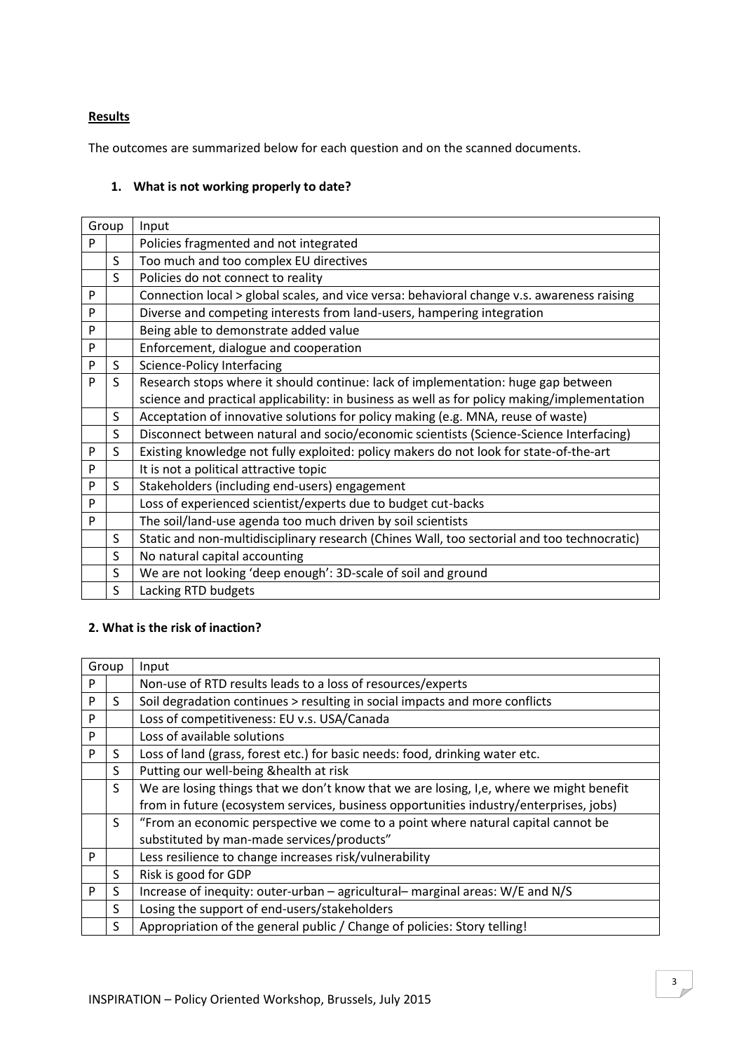**Results**

The outcomes are summarized below for each question and on the scanned documents.

## 1. What is not working properly to date?

| Group | | Input |
|---|---|---|
| P | | Policies fragmented and not integrated |
| | S | Too much and too complex EU directives |
| | S | Policies do not connect to reality |
| P | | Connection local > global scales, and vice versa: behavioral change v.s. awareness raising |
| P | | Diverse and competing interests from land-users, hampering integration |
| P | | Being able to demonstrate added value |
| P | | Enforcement, dialogue and cooperation |
| P | S | Science-Policy Interfacing |
| P | S | Research stops where it should continue: lack of implementation: huge gap between science and practical applicability: in business as well as for policy making/implementation |
| | S | Acceptation of innovative solutions for policy making (e.g. MNA, reuse of waste) |
| | S | Disconnect between natural and socio/economic scientists (Science-Science Interfacing) |
| P | S | Existing knowledge not fully exploited: policy makers do not look for state-of-the-art |
| P | | It is not a political attractive topic |
| P | S | Stakeholders (including end-users) engagement |
| P | | Loss of experienced scientist/experts due to budget cut-backs |
| P | | The soil/land-use agenda too much driven by soil scientists |
| | S | Static and non-multidisciplinary research (Chines Wall, too sectorial and too technocratic) |
| | S | No natural capital accounting |
| | S | We are not looking 'deep enough': 3D-scale of soil and ground |
| | S | Lacking RTD budgets |

## 2. What is the risk of inaction?

| Group | | Input |
|---|---|---|
| P | | Non-use of RTD results leads to a loss of resources/experts |
| P | S | Soil degradation continues > resulting in social impacts and more conflicts |
| P | | Loss of competitiveness: EU v.s. USA/Canada |
| P | | Loss of available solutions |
| P | S | Loss of land (grass, forest etc.) for basic needs: food, drinking water etc. |
| | S | Putting our well-being &health at risk |
| | S | We are losing things that we don't know that we are losing, I,e, where we might benefit from in future (ecosystem services, business opportunities industry/enterprises, jobs) |
| | S | "From an economic perspective we come to a point where natural capital cannot be substituted by man-made services/products" |
| P | | Less resilience to change increases risk/vulnerability |
| | S | Risk is good for GDP |
| P | S | Increase of inequity: outer-urban – agricultural– marginal areas: W/E and N/S |
| | S | Losing the support of end-users/stakeholders |
| | S | Appropriation of the general public / Change of policies: Story telling! |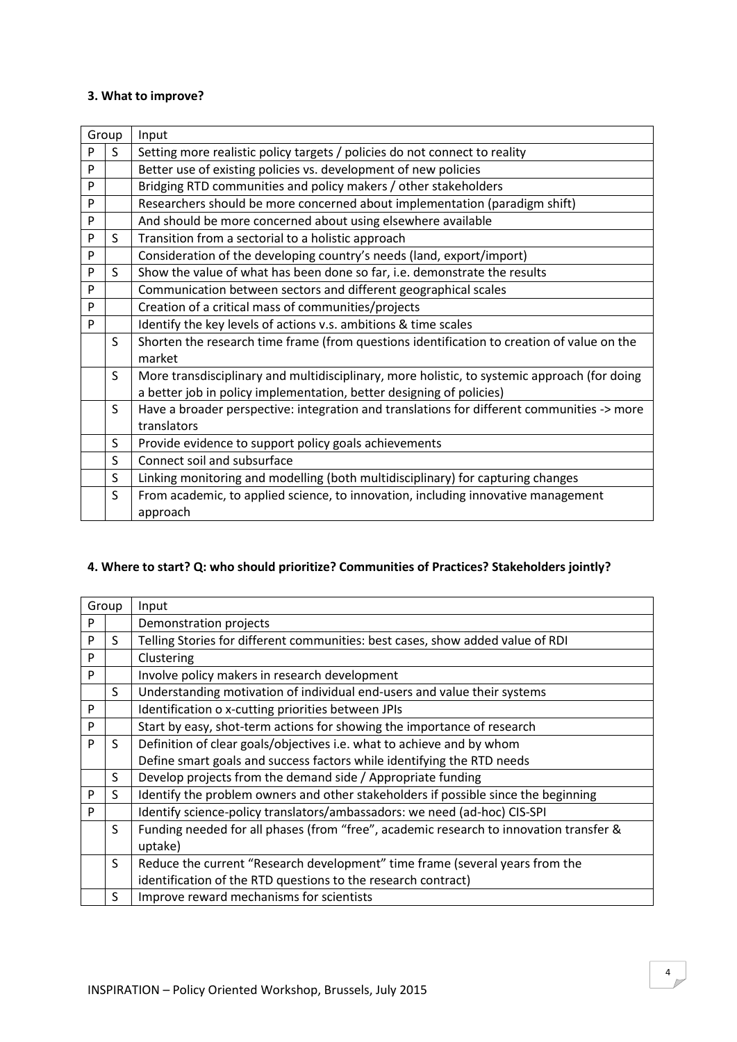### 3. What to improve?

| Group | | Input |
|---|---|---|
| P | S | Setting more realistic policy targets / policies do not connect to reality |
| P | | Better use of existing policies vs. development of new policies |
| P | | Bridging RTD communities and policy makers / other stakeholders |
| P | | Researchers should be more concerned about implementation (paradigm shift) |
| P | | And should be more concerned about using elsewhere available |
| P | S | Transition from a sectorial to a holistic approach |
| P | | Consideration of the developing country's needs (land, export/import) |
| P | S | Show the value of what has been done so far, i.e. demonstrate the results |
| P | | Communication between sectors and different geographical scales |
| P | | Creation of a critical mass of communities/projects |
| P | | Identify the key levels of actions v.s. ambitions & time scales |
| | S | Shorten the research time frame (from questions identification to creation of value on the market |
| | S | More transdisciplinary and multidisciplinary, more holistic, to systemic approach (for doing a better job in policy implementation, better designing of policies) |
| | S | Have a broader perspective: integration and translations for different communities -> more translators |
| | S | Provide evidence to support policy goals achievements |
| | S | Connect soil and subsurface |
| | S | Linking monitoring and modelling (both multidisciplinary) for capturing changes |
| | S | From academic, to applied science, to innovation, including innovative management approach |

### 4. Where to start? Q: who should prioritize? Communities of Practices? Stakeholders jointly?

| Group | | Input |
|---|---|---|
| P | | Demonstration projects |
| P | S | Telling Stories for different communities: best cases, show added value of RDI |
| P | | Clustering |
| P | | Involve policy makers in research development |
| | S | Understanding motivation of individual end-users and value their systems |
| P | | Identification o x-cutting priorities between JPIs |
| P | | Start by easy, shot-term actions for showing the importance of research |
| P | S | Definition of clear goals/objectives i.e. what to achieve and by whom<br>Define smart goals and success factors while identifying the RTD needs |
| | S | Develop projects from the demand side / Appropriate funding |
| P | S | Identify the problem owners and other stakeholders if possible since the beginning |
| P | | Identify science-policy translators/ambassadors: we need (ad-hoc) CIS-SPI |
| | S | Funding needed for all phases (from "free", academic research to innovation transfer & uptake) |
| | S | Reduce the current "Research development" time frame (several years from the identification of the RTD questions to the research contract) |
| | S | Improve reward mechanisms for scientists |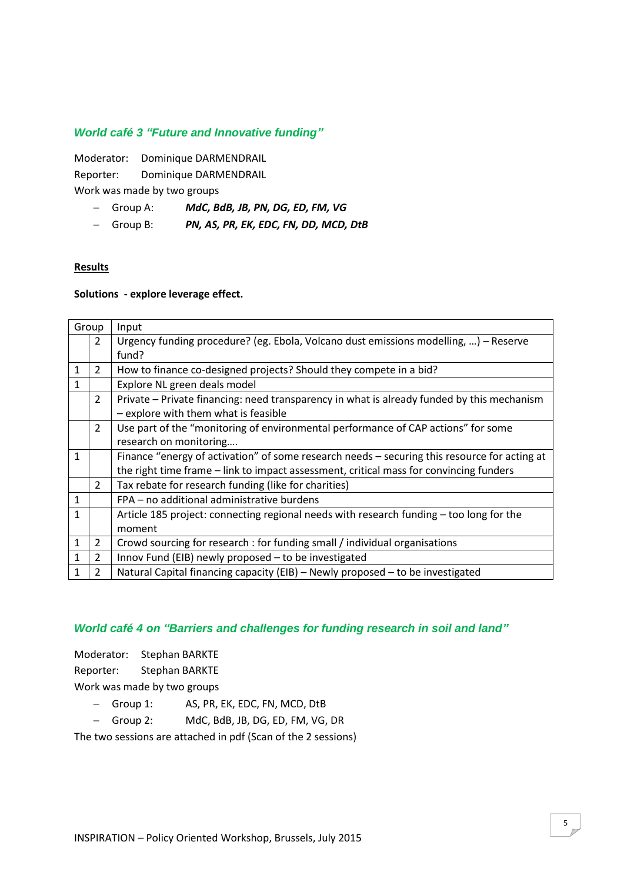### *World café 3 "Future and Innovative funding"*

Moderator: Dominique DARMENDRAIL

Reporter: Dominique DARMENDRAIL

Work was made by two groups

- Group A: ***MdC, BdB, JB, PN, DG, ED, FM, VG***
- Group B: ***PN, AS, PR, EK, EDC, FN, DD, MCD, DtB***

**Results**

**Solutions - explore leverage effect.**

| Group | | Input |
|---|---|---|
| | 2 | Urgency funding procedure? (eg. Ebola, Volcano dust emissions modelling, …) – Reserve fund? |
| 1 | 2 | How to finance co-designed projects? Should they compete in a bid? |
| 1 | | Explore NL green deals model |
| | 2 | Private – Private financing: need transparency in what is already funded by this mechanism – explore with them what is feasible |
| | 2 | Use part of the "monitoring of environmental performance of CAP actions" for some research on monitoring…. |
| 1 | | Finance "energy of activation" of some research needs – securing this resource for acting at the right time frame – link to impact assessment, critical mass for convincing funders |
| | 2 | Tax rebate for research funding (like for charities) |
| 1 | | FPA – no additional administrative burdens |
| 1 | | Article 185 project: connecting regional needs with research funding – too long for the moment |
| 1 | 2 | Crowd sourcing for research : for funding small / individual organisations |
| 1 | 2 | Innov Fund (EIB) newly proposed – to be investigated |
| 1 | 2 | Natural Capital financing capacity (EIB) – Newly proposed – to be investigated |

### *World café 4 on "Barriers and challenges for funding research in soil and land"*

Moderator: Stephan BARKTE

Reporter: Stephan BARKTE

Work was made by two groups

- Group 1: AS, PR, EK, EDC, FN, MCD, DtB
- Group 2: MdC, BdB, JB, DG, ED, FM, VG, DR

The two sessions are attached in pdf (Scan of the 2 sessions)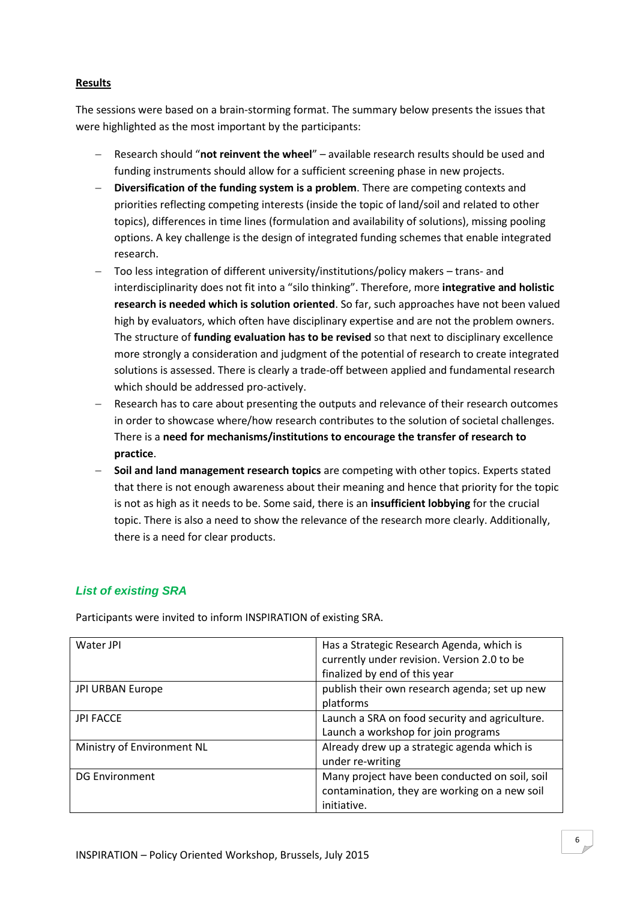**Results**

The sessions were based on a brain-storming format. The summary below presents the issues that were highlighted as the most important by the participants:

- Research should "**not reinvent the wheel**" – available research results should be used and funding instruments should allow for a sufficient screening phase in new projects.
- **Diversification of the funding system is a problem**. There are competing contexts and priorities reflecting competing interests (inside the topic of land/soil and related to other topics), differences in time lines (formulation and availability of solutions), missing pooling options. A key challenge is the design of integrated funding schemes that enable integrated research.
- Too less integration of different university/institutions/policy makers – trans- and interdisciplinarity does not fit into a "silo thinking". Therefore, more **integrative and holistic research is needed which is solution oriented**. So far, such approaches have not been valued high by evaluators, which often have disciplinary expertise and are not the problem owners. The structure of **funding evaluation has to be revised** so that next to disciplinary excellence more strongly a consideration and judgment of the potential of research to create integrated solutions is assessed. There is clearly a trade-off between applied and fundamental research which should be addressed pro-actively.
- Research has to care about presenting the outputs and relevance of their research outcomes in order to showcase where/how research contributes to the solution of societal challenges. There is a **need for mechanisms/institutions to encourage the transfer of research to practice**.
- **Soil and land management research topics** are competing with other topics. Experts stated that there is not enough awareness about their meaning and hence that priority for the topic is not as high as it needs to be. Some said, there is an **insufficient lobbying** for the crucial topic. There is also a need to show the relevance of the research more clearly. Additionally, there is a need for clear products.

## *List of existing SRA*

Participants were invited to inform INSPIRATION of existing SRA.

| | |
|---|---|
| Water JPI | Has a Strategic Research Agenda, which is currently under revision. Version 2.0 to be finalized by end of this year |
| JPI URBAN Europe | publish their own research agenda; set up new platforms |
| JPI FACCE | Launch a SRA on food security and agriculture. Launch a workshop for join programs |
| Ministry of Environment NL | Already drew up a strategic agenda which is under re-writing |
| DG Environment | Many project have been conducted on soil, soil contamination, they are working on a new soil initiative. |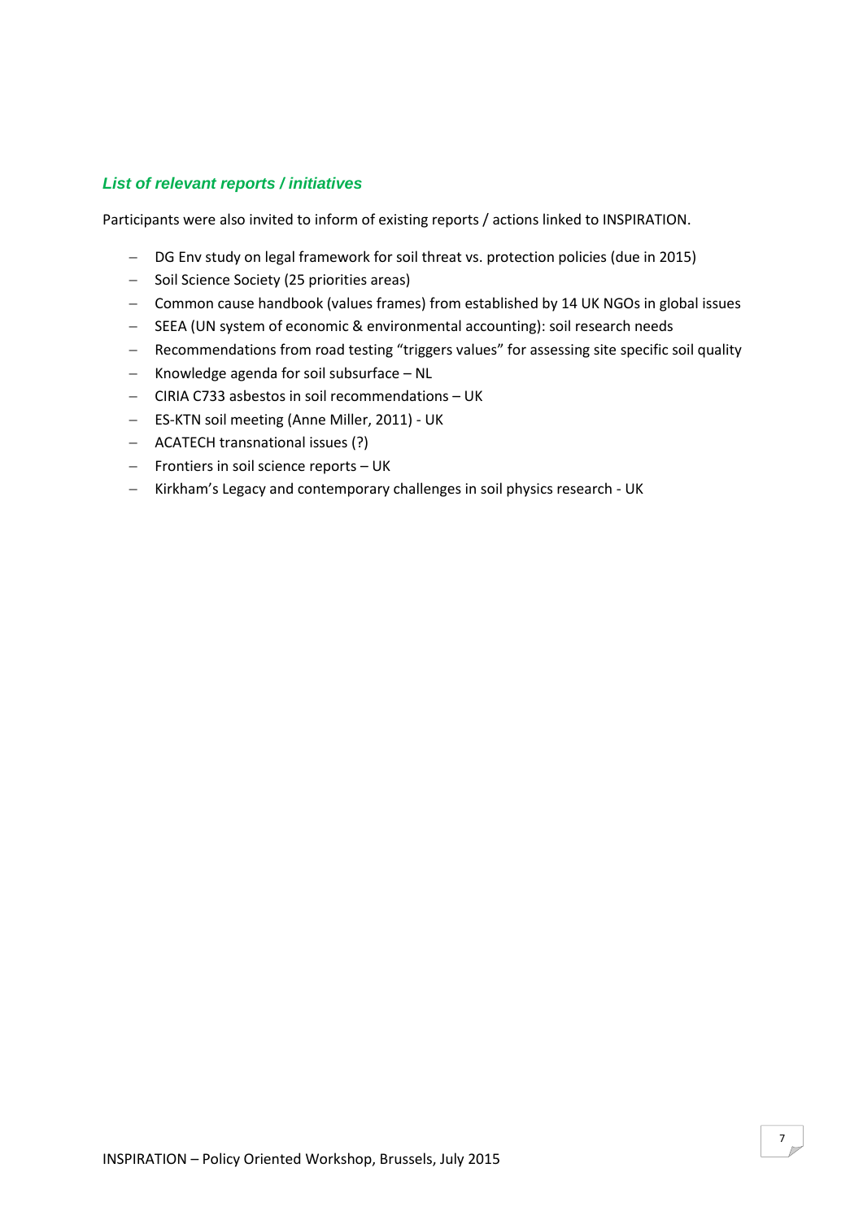### *List of relevant reports / initiatives*

Participants were also invited to inform of existing reports / actions linked to INSPIRATION.

- DG Env study on legal framework for soil threat vs. protection policies (due in 2015)
- Soil Science Society (25 priorities areas)
- Common cause handbook (values frames) from established by 14 UK NGOs in global issues
- SEEA (UN system of economic & environmental accounting): soil research needs
- Recommendations from road testing “triggers values” for assessing site specific soil quality
- Knowledge agenda for soil subsurface – NL
- CIRIA C733 asbestos in soil recommendations – UK
- ES-KTN soil meeting (Anne Miller, 2011) - UK
- ACATECH transnational issues (?)
- Frontiers in soil science reports – UK
- Kirkham’s Legacy and contemporary challenges in soil physics research - UK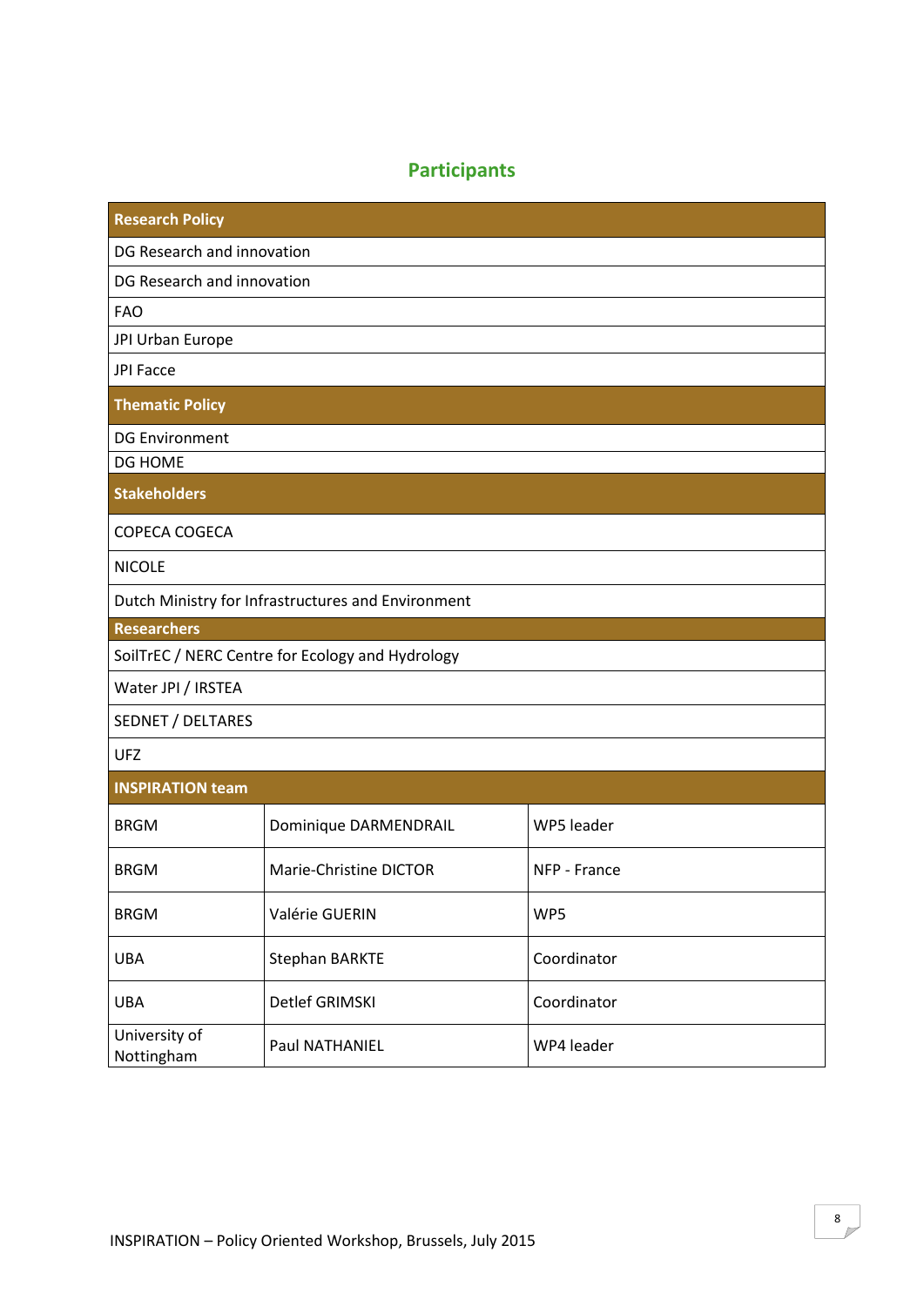## Participants

| | | |
|---|---|---|
| **Research Policy** | | |
| DG Research and innovation | | |
| DG Research and innovation | | |
| FAO | | |
| JPI Urban Europe | | |
| JPI Facce | | |
| **Thematic Policy** | | |
| DG Environment | | |
| DG HOME | | |
| **Stakeholders** | | |
| COPECA COGECA | | |
| NICOLE | | |
| Dutch Ministry for Infrastructures and Environment | | |
| **Researchers** | | |
| SoilTrEC / NERC Centre for Ecology and Hydrology | | |
| Water JPI / IRSTEA | | |
| SEDNET / DELTARES | | |
| UFZ | | |
| **INSPIRATION team** | | |
| BRGM | Dominique DARMENDRAIL | WP5 leader |
| BRGM | Marie-Christine DICTOR | NFP - France |
| BRGM | Valérie GUERIN | WP5 |
| UBA | Stephan BARKTE | Coordinator |
| UBA | Detlef GRIMSKI | Coordinator |
| University of Nottingham | Paul NATHANIEL | WP4 leader |